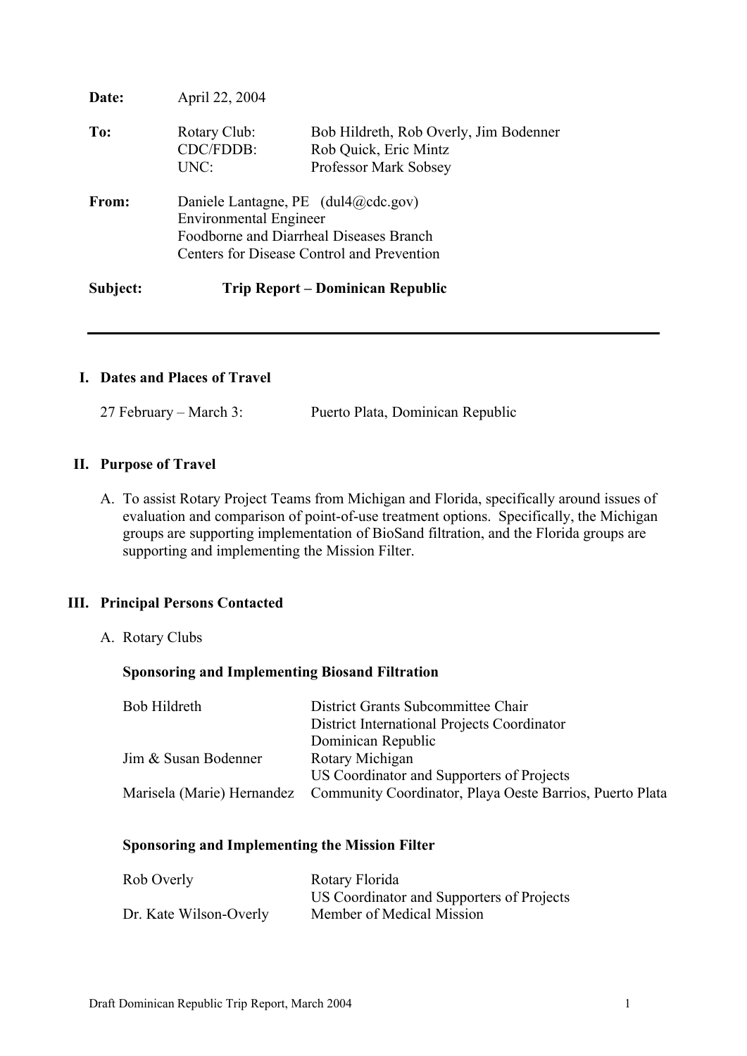**Date:** April 22, 2004

**To:**

| | | |
|---|---|---|
| Rotary Club: | Bob Hildreth, Rob Overly, Jim Bodenner |
| CDC/FDDB: | Rob Quick, Eric Mintz |
| UNC: | Professor Mark Sobsey |

**From:** Daniele Lantagne, PE (dul4@cdc.gov)
Environmental Engineer
Foodborne and Diarrheal Diseases Branch
Centers for Disease Control and Prevention

**Subject:** **Trip Report – Dominican Republic**

---

## I. Dates and Places of Travel

27 February – March 3: Puerto Plata, Dominican Republic

## II. Purpose of Travel

A. To assist Rotary Project Teams from Michigan and Florida, specifically around issues of evaluation and comparison of point-of-use treatment options. Specifically, the Michigan groups are supporting implementation of BioSand filtration, and the Florida groups are supporting and implementing the Mission Filter.

## III. Principal Persons Contacted

A. Rotary Clubs

**Sponsoring and Implementing Biosand Filtration**

| | |
|---|---|
| Bob Hildreth | District Grants Subcommittee Chair<br>District International Projects Coordinator<br>Dominican Republic |
| Jim & Susan Bodenner | Rotary Michigan<br>US Coordinator and Supporters of Projects |
| Marisela (Marie) Hernandez | Community Coordinator, Playa Oeste Barrios, Puerto Plata |

**Sponsoring and Implementing the Mission Filter**

| | |
|---|---|
| Rob Overly | Rotary Florida<br>US Coordinator and Supporters of Projects |
| Dr. Kate Wilson-Overly | Member of Medical Mission |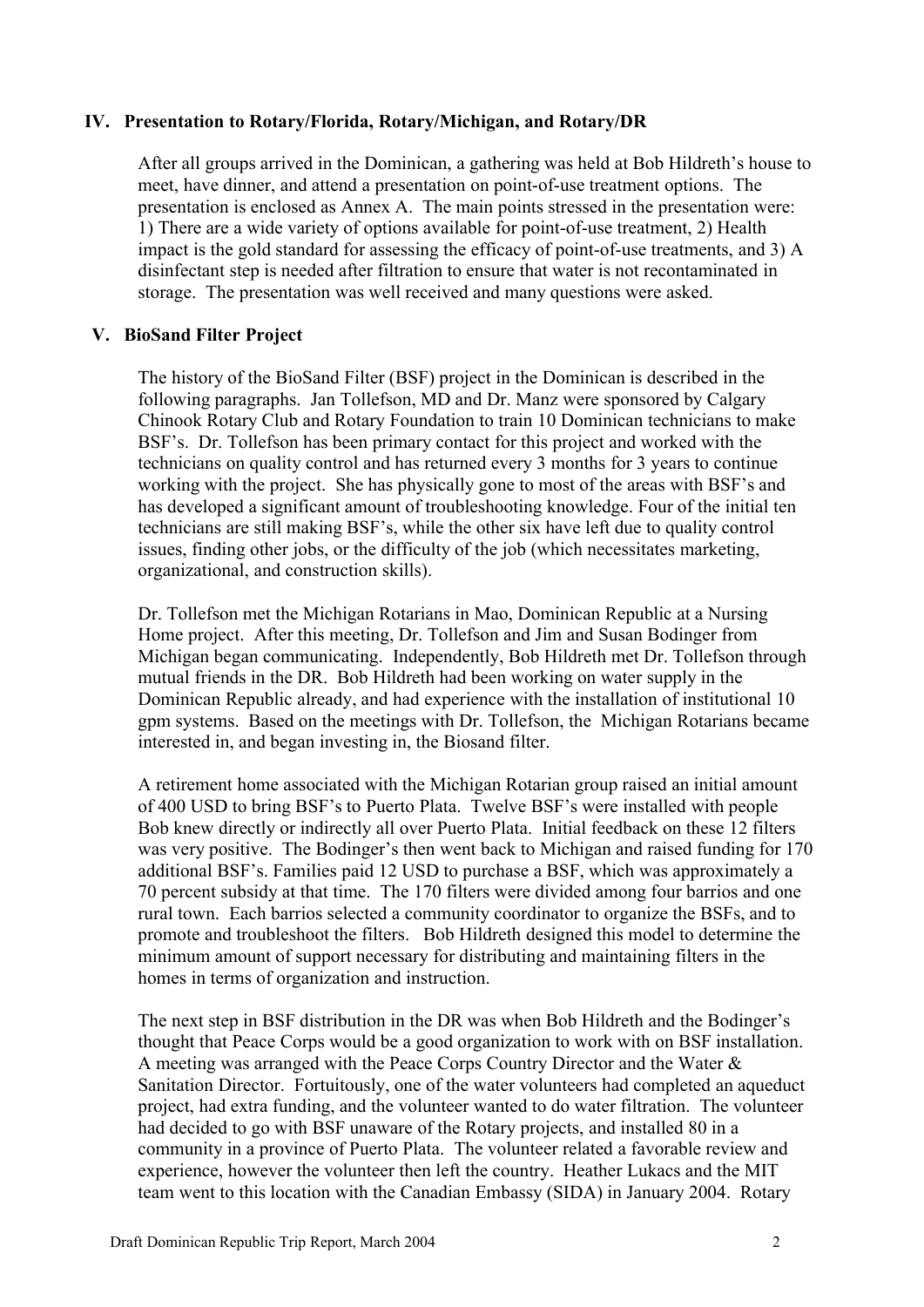## IV. Presentation to Rotary/Florida, Rotary/Michigan, and Rotary/DR

After all groups arrived in the Dominican, a gathering was held at Bob Hildreth's house to meet, have dinner, and attend a presentation on point-of-use treatment options. The presentation is enclosed as Annex A. The main points stressed in the presentation were: 1) There are a wide variety of options available for point-of-use treatment, 2) Health impact is the gold standard for assessing the efficacy of point-of-use treatments, and 3) A disinfectant step is needed after filtration to ensure that water is not recontaminated in storage. The presentation was well received and many questions were asked.

## V. BioSand Filter Project

The history of the BioSand Filter (BSF) project in the Dominican is described in the following paragraphs. Jan Tollefson, MD and Dr. Manz were sponsored by Calgary Chinook Rotary Club and Rotary Foundation to train 10 Dominican technicians to make BSF's. Dr. Tollefson has been primary contact for this project and worked with the technicians on quality control and has returned every 3 months for 3 years to continue working with the project. She has physically gone to most of the areas with BSF's and has developed a significant amount of troubleshooting knowledge. Four of the initial ten technicians are still making BSF's, while the other six have left due to quality control issues, finding other jobs, or the difficulty of the job (which necessitates marketing, organizational, and construction skills).

Dr. Tollefson met the Michigan Rotarians in Mao, Dominican Republic at a Nursing Home project. After this meeting, Dr. Tollefson and Jim and Susan Bodinger from Michigan began communicating. Independently, Bob Hildreth met Dr. Tollefson through mutual friends in the DR. Bob Hildreth had been working on water supply in the Dominican Republic already, and had experience with the installation of institutional 10 gpm systems. Based on the meetings with Dr. Tollefson, the Michigan Rotarians became interested in, and began investing in, the Biosand filter.

A retirement home associated with the Michigan Rotarian group raised an initial amount of 400 USD to bring BSF's to Puerto Plata. Twelve BSF's were installed with people Bob knew directly or indirectly all over Puerto Plata. Initial feedback on these 12 filters was very positive. The Bodinger's then went back to Michigan and raised funding for 170 additional BSF's. Families paid 12 USD to purchase a BSF, which was approximately a 70 percent subsidy at that time. The 170 filters were divided among four barrios and one rural town. Each barrios selected a community coordinator to organize the BSFs, and to promote and troubleshoot the filters. Bob Hildreth designed this model to determine the minimum amount of support necessary for distributing and maintaining filters in the homes in terms of organization and instruction.

The next step in BSF distribution in the DR was when Bob Hildreth and the Bodinger's thought that Peace Corps would be a good organization to work with on BSF installation. A meeting was arranged with the Peace Corps Country Director and the Water & Sanitation Director. Fortuitously, one of the water volunteers had completed an aqueduct project, had extra funding, and the volunteer wanted to do water filtration. The volunteer had decided to go with BSF unaware of the Rotary projects, and installed 80 in a community in a province of Puerto Plata. The volunteer related a favorable review and experience, however the volunteer then left the country. Heather Lukacs and the MIT team went to this location with the Canadian Embassy (SIDA) in January 2004. Rotary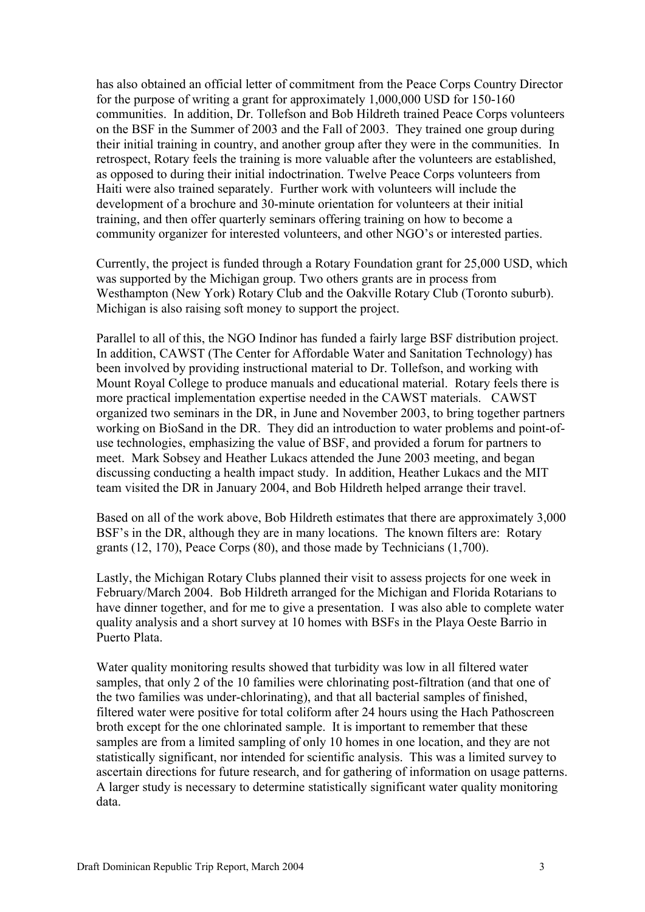has also obtained an official letter of commitment from the Peace Corps Country Director for the purpose of writing a grant for approximately 1,000,000 USD for 150-160 communities. In addition, Dr. Tollefson and Bob Hildreth trained Peace Corps volunteers on the BSF in the Summer of 2003 and the Fall of 2003. They trained one group during their initial training in country, and another group after they were in the communities. In retrospect, Rotary feels the training is more valuable after the volunteers are established, as opposed to during their initial indoctrination. Twelve Peace Corps volunteers from Haiti were also trained separately. Further work with volunteers will include the development of a brochure and 30-minute orientation for volunteers at their initial training, and then offer quarterly seminars offering training on how to become a community organizer for interested volunteers, and other NGO's or interested parties.

Currently, the project is funded through a Rotary Foundation grant for 25,000 USD, which was supported by the Michigan group. Two others grants are in process from Westhampton (New York) Rotary Club and the Oakville Rotary Club (Toronto suburb). Michigan is also raising soft money to support the project.

Parallel to all of this, the NGO Indinor has funded a fairly large BSF distribution project. In addition, CAWST (The Center for Affordable Water and Sanitation Technology) has been involved by providing instructional material to Dr. Tollefson, and working with Mount Royal College to produce manuals and educational material. Rotary feels there is more practical implementation expertise needed in the CAWST materials. CAWST organized two seminars in the DR, in June and November 2003, to bring together partners working on BioSand in the DR. They did an introduction to water problems and point-of-use technologies, emphasizing the value of BSF, and provided a forum for partners to meet. Mark Sobsey and Heather Lukacs attended the June 2003 meeting, and began discussing conducting a health impact study. In addition, Heather Lukacs and the MIT team visited the DR in January 2004, and Bob Hildreth helped arrange their travel.

Based on all of the work above, Bob Hildreth estimates that there are approximately 3,000 BSF's in the DR, although they are in many locations. The known filters are: Rotary grants (12, 170), Peace Corps (80), and those made by Technicians (1,700).

Lastly, the Michigan Rotary Clubs planned their visit to assess projects for one week in February/March 2004. Bob Hildreth arranged for the Michigan and Florida Rotarians to have dinner together, and for me to give a presentation. I was also able to complete water quality analysis and a short survey at 10 homes with BSFs in the Playa Oeste Barrio in Puerto Plata.

Water quality monitoring results showed that turbidity was low in all filtered water samples, that only 2 of the 10 families were chlorinating post-filtration (and that one of the two families was under-chlorinating), and that all bacterial samples of finished, filtered water were positive for total coliform after 24 hours using the Hach Pathoscreen broth except for the one chlorinated sample. It is important to remember that these samples are from a limited sampling of only 10 homes in one location, and they are not statistically significant, nor intended for scientific analysis. This was a limited survey to ascertain directions for future research, and for gathering of information on usage patterns. A larger study is necessary to determine statistically significant water quality monitoring data.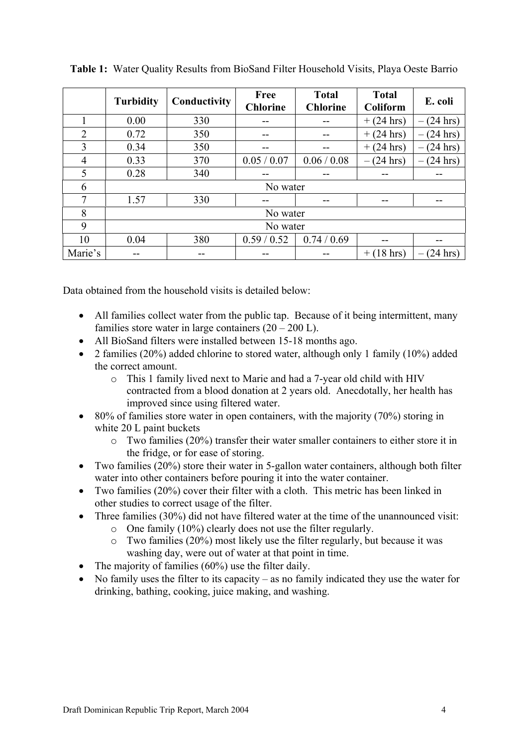**Table 1:** Water Quality Results from BioSand Filter Household Visits, Playa Oeste Barrio

| | Turbidity | Conductivity | Free Chlorine | Total Chlorine | Total Coliform | E. coli |
|---|---|---|---|---|---|---|
| 1 | 0.00 | 330 | -- | -- | + (24 hrs) | – (24 hrs) |
| 2 | 0.72 | 350 | -- | -- | + (24 hrs) | – (24 hrs) |
| 3 | 0.34 | 350 | -- | -- | + (24 hrs) | – (24 hrs) |
| 4 | 0.33 | 370 | 0.05 / 0.07 | 0.06 / 0.08 | – (24 hrs) | – (24 hrs) |
| 5 | 0.28 | 340 | -- | -- | -- | -- |
| 6 | No water | | | | | |
| 7 | 1.57 | 330 | -- | -- | -- | -- |
| 8 | No water | | | | | |
| 9 | No water | | | | | |
| 10 | 0.04 | 380 | 0.59 / 0.52 | 0.74 / 0.69 | -- | -- |
| Marie's | -- | -- | -- | -- | + (18 hrs) | – (24 hrs) |

Data obtained from the household visits is detailed below:

- All families collect water from the public tap. Because of it being intermittent, many families store water in large containers (20 – 200 L).
- All BioSand filters were installed between 15-18 months ago.
- 2 families (20%) added chlorine to stored water, although only 1 family (10%) added the correct amount.
  - This 1 family lived next to Marie and had a 7-year old child with HIV contracted from a blood donation at 2 years old. Anecdotally, her health has improved since using filtered water.
- 80% of families store water in open containers, with the majority (70%) storing in white 20 L paint buckets
  - Two families (20%) transfer their water smaller containers to either store it in the fridge, or for ease of storing.
- Two families (20%) store their water in 5-gallon water containers, although both filter water into other containers before pouring it into the water container.
- Two families (20%) cover their filter with a cloth. This metric has been linked in other studies to correct usage of the filter.
- Three families (30%) did not have filtered water at the time of the unannounced visit:
  - One family (10%) clearly does not use the filter regularly.
  - Two families (20%) most likely use the filter regularly, but because it was washing day, were out of water at that point in time.
- The majority of families (60%) use the filter daily.
- No family uses the filter to its capacity – as no family indicated they use the water for drinking, bathing, cooking, juice making, and washing.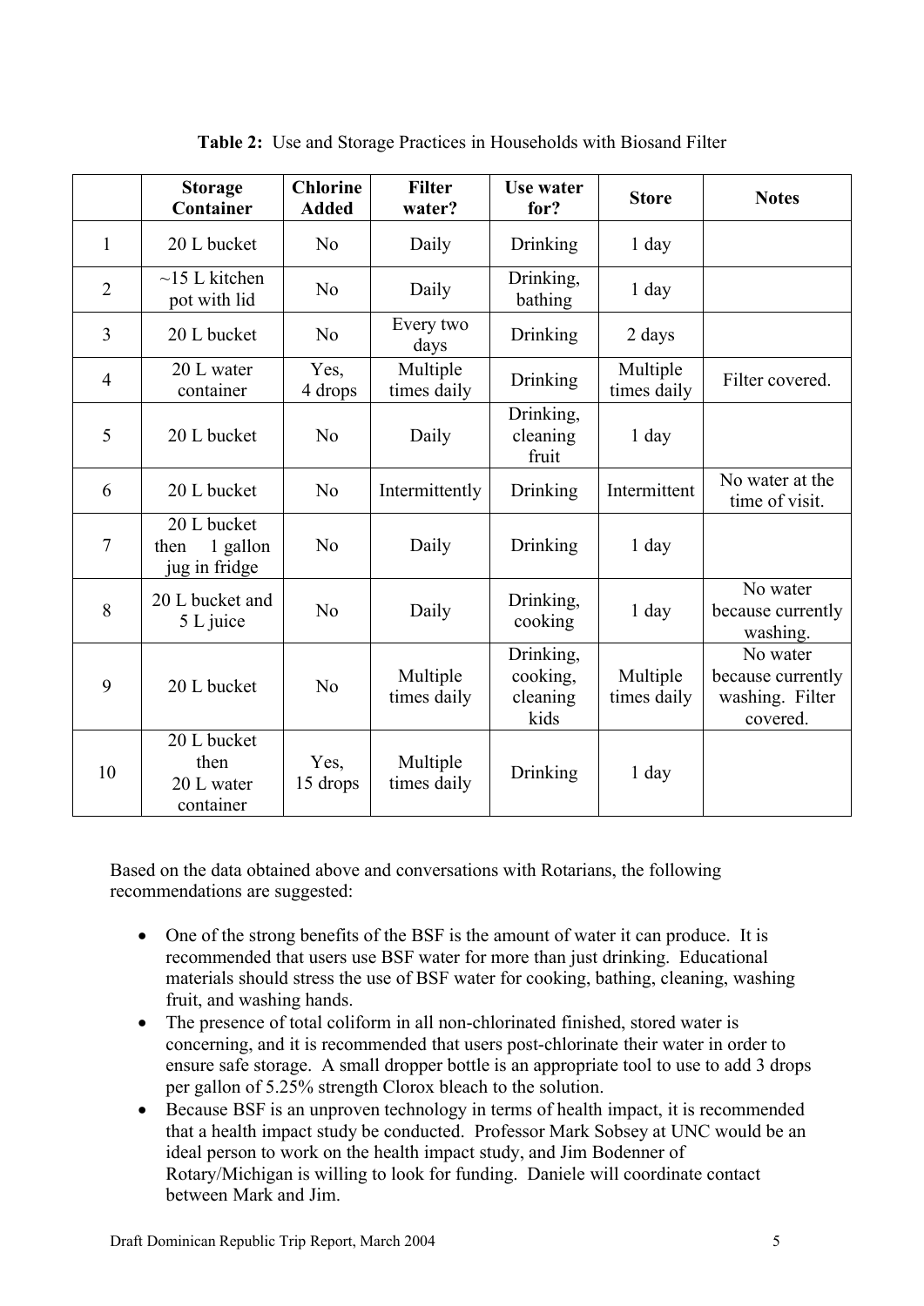**Table 2:** Use and Storage Practices in Households with Biosand Filter

| | Storage Container | Chlorine Added | Filter water? | Use water for? | Store | Notes |
|---|---|---|---|---|---|---|
| 1 | 20 L bucket | No | Daily | Drinking | 1 day | |
| 2 | ~15 L kitchen pot with lid | No | Daily | Drinking, bathing | 1 day | |
| 3 | 20 L bucket | No | Every two days | Drinking | 2 days | |
| 4 | 20 L water container | Yes, 4 drops | Multiple times daily | Drinking | Multiple times daily | Filter covered. |
| 5 | 20 L bucket | No | Daily | Drinking, cleaning fruit | 1 day | |
| 6 | 20 L bucket | No | Intermittently | Drinking | Intermittent | No water at the time of visit. |
| 7 | 20 L bucket then 1 gallon jug in fridge | No | Daily | Drinking | 1 day | |
| 8 | 20 L bucket and 5 L juice | No | Daily | Drinking, cooking | 1 day | No water because currently washing. |
| 9 | 20 L bucket | No | Multiple times daily | Drinking, cooking, cleaning kids | Multiple times daily | No water because currently washing. Filter covered. |
| 10 | 20 L bucket then 20 L water container | Yes, 15 drops | Multiple times daily | Drinking | 1 day | |

Based on the data obtained above and conversations with Rotarians, the following recommendations are suggested:

- One of the strong benefits of the BSF is the amount of water it can produce. It is recommended that users use BSF water for more than just drinking. Educational materials should stress the use of BSF water for cooking, bathing, cleaning, washing fruit, and washing hands.
- The presence of total coliform in all non-chlorinated finished, stored water is concerning, and it is recommended that users post-chlorinate their water in order to ensure safe storage. A small dropper bottle is an appropriate tool to use to add 3 drops per gallon of 5.25% strength Clorox bleach to the solution.
- Because BSF is an unproven technology in terms of health impact, it is recommended that a health impact study be conducted. Professor Mark Sobsey at UNC would be an ideal person to work on the health impact study, and Jim Bodenner of Rotary/Michigan is willing to look for funding. Daniele will coordinate contact between Mark and Jim.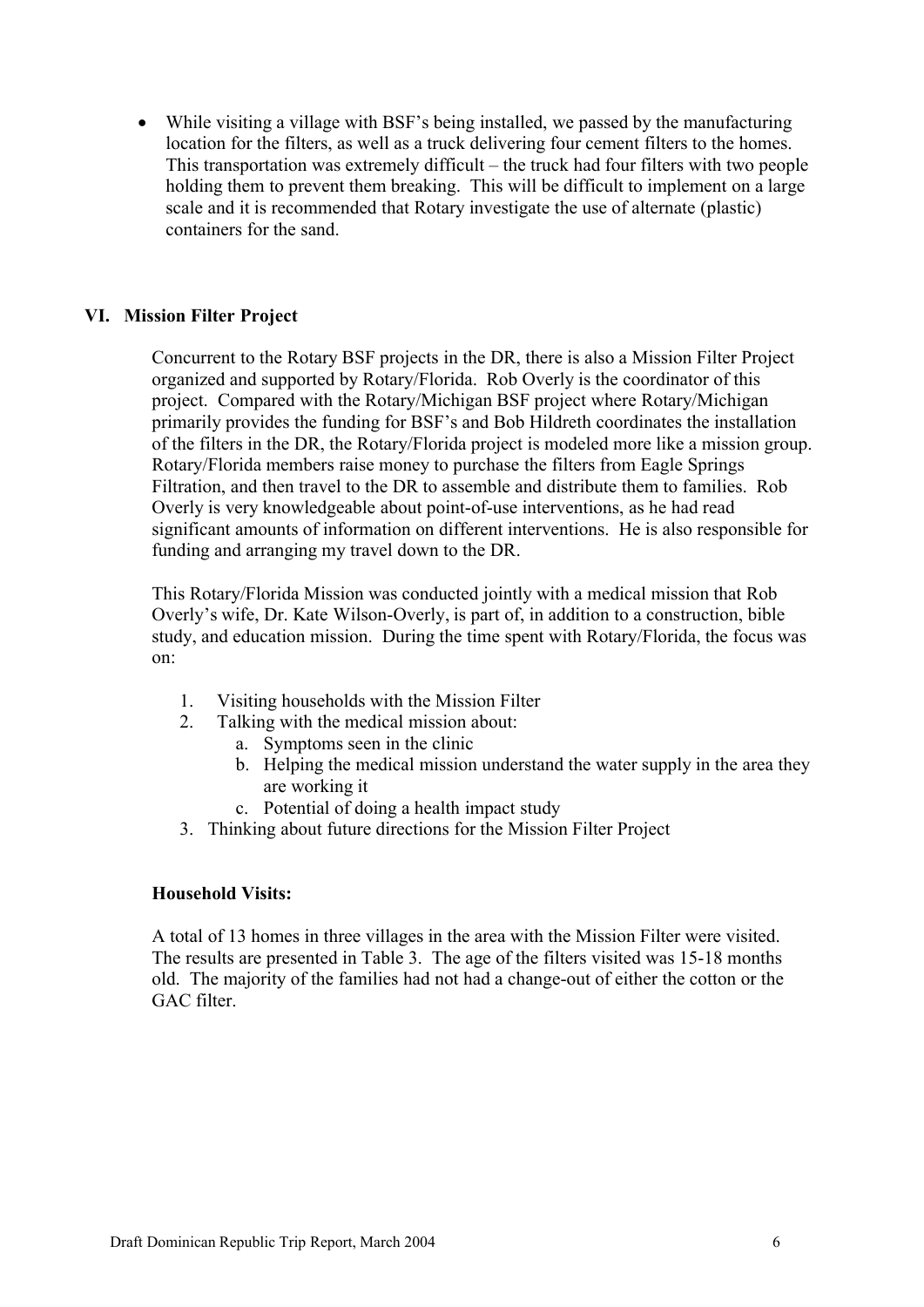- While visiting a village with BSF's being installed, we passed by the manufacturing location for the filters, as well as a truck delivering four cement filters to the homes. This transportation was extremely difficult – the truck had four filters with two people holding them to prevent them breaking. This will be difficult to implement on a large scale and it is recommended that Rotary investigate the use of alternate (plastic) containers for the sand.

## VI. Mission Filter Project

Concurrent to the Rotary BSF projects in the DR, there is also a Mission Filter Project organized and supported by Rotary/Florida. Rob Overly is the coordinator of this project. Compared with the Rotary/Michigan BSF project where Rotary/Michigan primarily provides the funding for BSF's and Bob Hildreth coordinates the installation of the filters in the DR, the Rotary/Florida project is modeled more like a mission group. Rotary/Florida members raise money to purchase the filters from Eagle Springs Filtration, and then travel to the DR to assemble and distribute them to families. Rob Overly is very knowledgeable about point-of-use interventions, as he had read significant amounts of information on different interventions. He is also responsible for funding and arranging my travel down to the DR.

This Rotary/Florida Mission was conducted jointly with a medical mission that Rob Overly's wife, Dr. Kate Wilson-Overly, is part of, in addition to a construction, bible study, and education mission. During the time spent with Rotary/Florida, the focus was on:

1. Visiting households with the Mission Filter
2. Talking with the medical mission about:
   a. Symptoms seen in the clinic
   b. Helping the medical mission understand the water supply in the area they are working it
   c. Potential of doing a health impact study
3. Thinking about future directions for the Mission Filter Project

**Household Visits:**

A total of 13 homes in three villages in the area with the Mission Filter were visited. The results are presented in Table 3. The age of the filters visited was 15-18 months old. The majority of the families had not had a change-out of either the cotton or the GAC filter.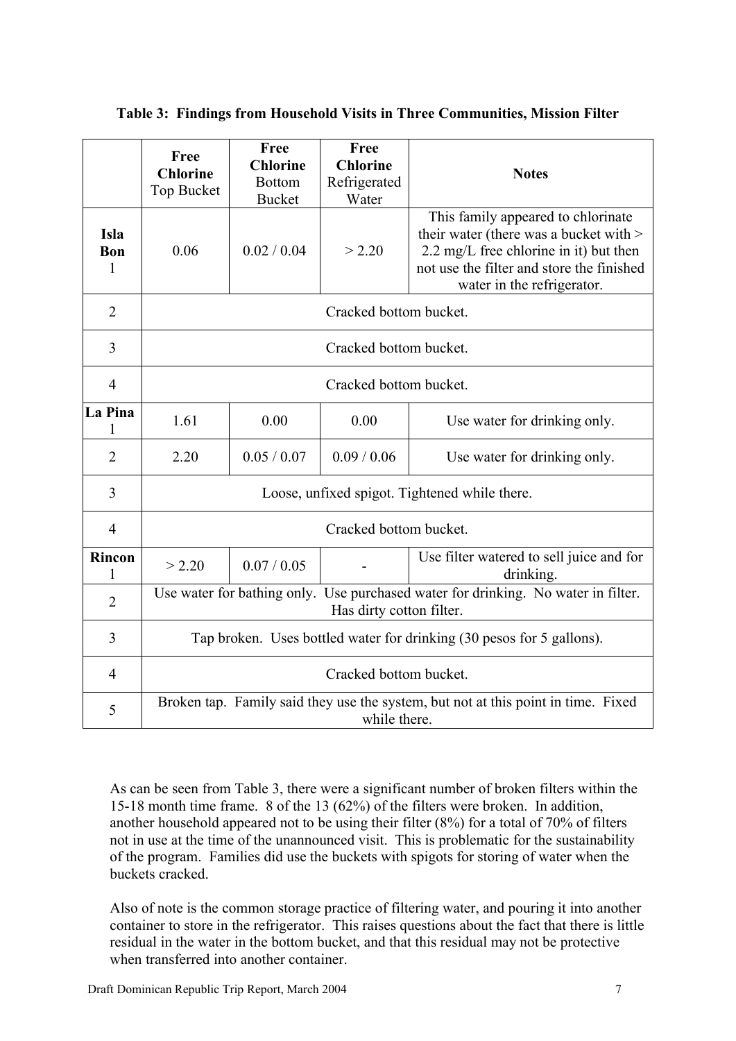**Table 3: Findings from Household Visits in Three Communities, Mission Filter**

| | **Free Chlorine** Top Bucket | **Free Chlorine** Bottom Bucket | **Free Chlorine** Refrigerated Water | **Notes** |
|---|---|---|---|---|
| **Isla Bon** 1 | 0.06 | 0.02 / 0.04 | > 2.20 | This family appeared to chlorinate their water (there was a bucket with > 2.2 mg/L free chlorine in it) but then not use the filter and store the finished water in the refrigerator. |
| 2 | Cracked bottom bucket. | | | |
| 3 | Cracked bottom bucket. | | | |
| 4 | Cracked bottom bucket. | | | |
| **La Pina** 1 | 1.61 | 0.00 | 0.00 | Use water for drinking only. |
| 2 | 2.20 | 0.05 / 0.07 | 0.09 / 0.06 | Use water for drinking only. |
| 3 | Loose, unfixed spigot. Tightened while there. | | | |
| 4 | Cracked bottom bucket. | | | |
| **Rincon** 1 | > 2.20 | 0.07 / 0.05 | - | Use filter watered to sell juice and for drinking. |
| 2 | Use water for bathing only. Use purchased water for drinking. No water in filter. Has dirty cotton filter. | | | |
| 3 | Tap broken. Uses bottled water for drinking (30 pesos for 5 gallons). | | | |
| 4 | Cracked bottom bucket. | | | |
| 5 | Broken tap. Family said they use the system, but not at this point in time. Fixed while there. | | | |

As can be seen from Table 3, there were a significant number of broken filters within the 15-18 month time frame. 8 of the 13 (62%) of the filters were broken. In addition, another household appeared not to be using their filter (8%) for a total of 70% of filters not in use at the time of the unannounced visit. This is problematic for the sustainability of the program. Families did use the buckets with spigots for storing of water when the buckets cracked.

Also of note is the common storage practice of filtering water, and pouring it into another container to store in the refrigerator. This raises questions about the fact that there is little residual in the water in the bottom bucket, and that this residual may not be protective when transferred into another container.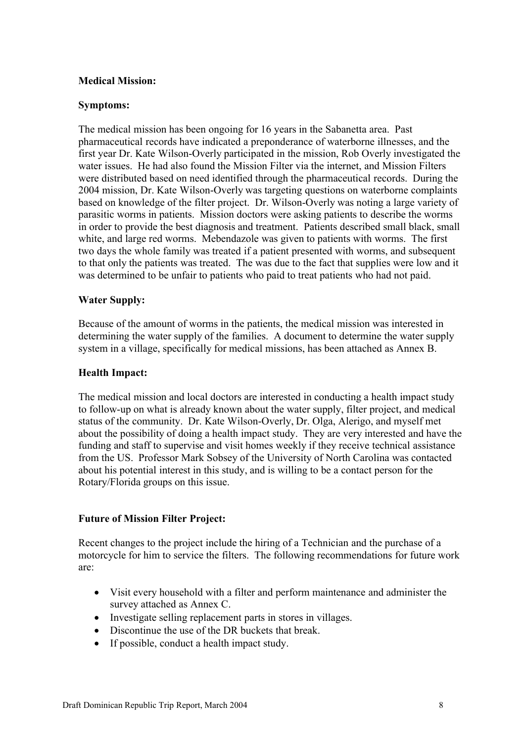**Medical Mission:**

**Symptoms:**

The medical mission has been ongoing for 16 years in the Sabanetta area. Past pharmaceutical records have indicated a preponderance of waterborne illnesses, and the first year Dr. Kate Wilson-Overly participated in the mission, Rob Overly investigated the water issues. He had also found the Mission Filter via the internet, and Mission Filters were distributed based on need identified through the pharmaceutical records. During the 2004 mission, Dr. Kate Wilson-Overly was targeting questions on waterborne complaints based on knowledge of the filter project. Dr. Wilson-Overly was noting a large variety of parasitic worms in patients. Mission doctors were asking patients to describe the worms in order to provide the best diagnosis and treatment. Patients described small black, small white, and large red worms. Mebendazole was given to patients with worms. The first two days the whole family was treated if a patient presented with worms, and subsequent to that only the patients was treated. The was due to the fact that supplies were low and it was determined to be unfair to patients who paid to treat patients who had not paid.

**Water Supply:**

Because of the amount of worms in the patients, the medical mission was interested in determining the water supply of the families. A document to determine the water supply system in a village, specifically for medical missions, has been attached as Annex B.

**Health Impact:**

The medical mission and local doctors are interested in conducting a health impact study to follow-up on what is already known about the water supply, filter project, and medical status of the community. Dr. Kate Wilson-Overly, Dr. Olga, Alerigo, and myself met about the possibility of doing a health impact study. They are very interested and have the funding and staff to supervise and visit homes weekly if they receive technical assistance from the US. Professor Mark Sobsey of the University of North Carolina was contacted about his potential interest in this study, and is willing to be a contact person for the Rotary/Florida groups on this issue.

**Future of Mission Filter Project:**

Recent changes to the project include the hiring of a Technician and the purchase of a motorcycle for him to service the filters. The following recommendations for future work are:

- Visit every household with a filter and perform maintenance and administer the survey attached as Annex C.
- Investigate selling replacement parts in stores in villages.
- Discontinue the use of the DR buckets that break.
- If possible, conduct a health impact study.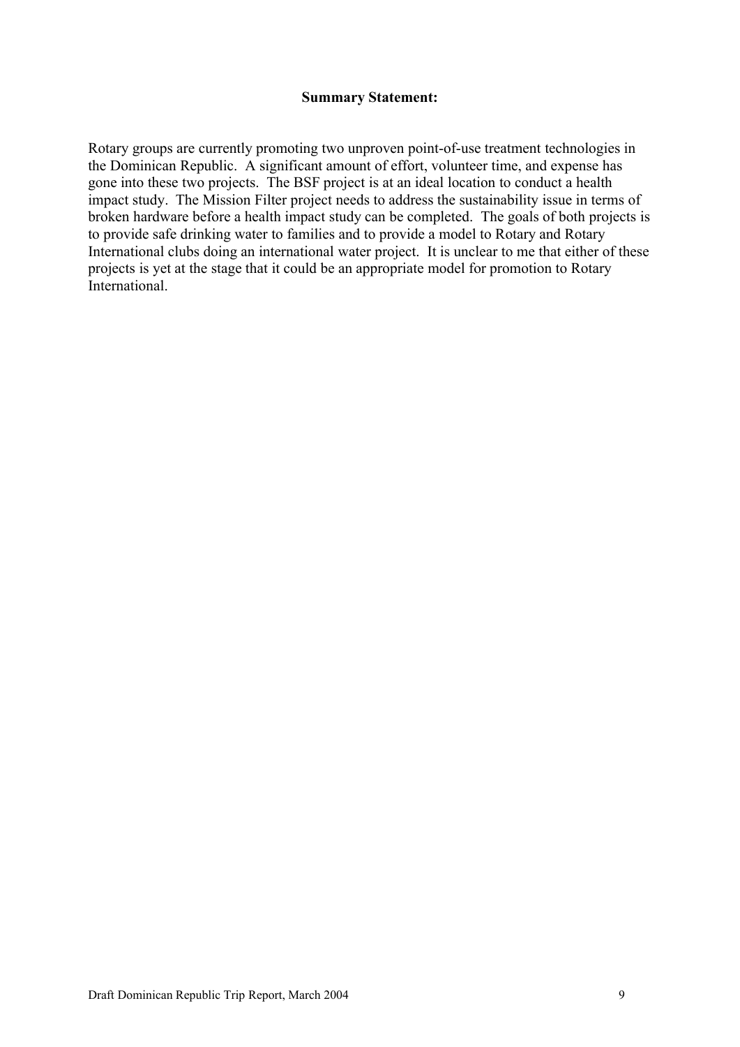**Summary Statement:**

Rotary groups are currently promoting two unproven point-of-use treatment technologies in the Dominican Republic. A significant amount of effort, volunteer time, and expense has gone into these two projects. The BSF project is at an ideal location to conduct a health impact study. The Mission Filter project needs to address the sustainability issue in terms of broken hardware before a health impact study can be completed. The goals of both projects is to provide safe drinking water to families and to provide a model to Rotary and Rotary International clubs doing an international water project. It is unclear to me that either of these projects is yet at the stage that it could be an appropriate model for promotion to Rotary International.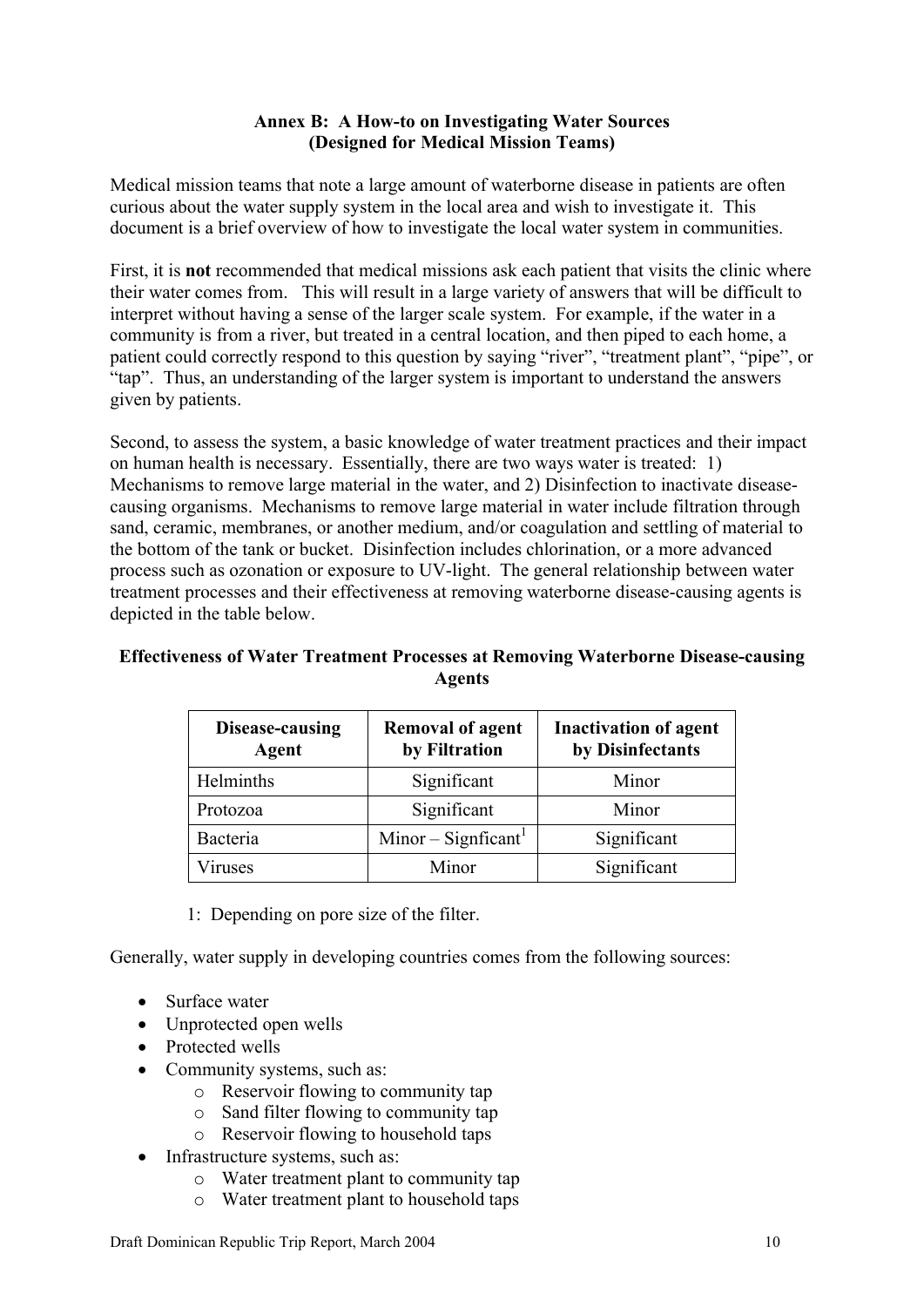## Annex B: A How-to on Investigating Water Sources (Designed for Medical Mission Teams)

Medical mission teams that note a large amount of waterborne disease in patients are often curious about the water supply system in the local area and wish to investigate it. This document is a brief overview of how to investigate the local water system in communities.

First, it is **not** recommended that medical missions ask each patient that visits the clinic where their water comes from. This will result in a large variety of answers that will be difficult to interpret without having a sense of the larger scale system. For example, if the water in a community is from a river, but treated in a central location, and then piped to each home, a patient could correctly respond to this question by saying "river", "treatment plant", "pipe", or "tap". Thus, an understanding of the larger system is important to understand the answers given by patients.

Second, to assess the system, a basic knowledge of water treatment practices and their impact on human health is necessary. Essentially, there are two ways water is treated: 1) Mechanisms to remove large material in the water, and 2) Disinfection to inactivate disease-causing organisms. Mechanisms to remove large material in water include filtration through sand, ceramic, membranes, or another medium, and/or coagulation and settling of material to the bottom of the tank or bucket. Disinfection includes chlorination, or a more advanced process such as ozonation or exposure to UV-light. The general relationship between water treatment processes and their effectiveness at removing waterborne disease-causing agents is depicted in the table below.

**Effectiveness of Water Treatment Processes at Removing Waterborne Disease-causing Agents**

| Disease-causing Agent | Removal of agent by Filtration | Inactivation of agent by Disinfectants |
|---|---|---|
| Helminths | Significant | Minor |
| Protozoa | Significant | Minor |
| Bacteria | Minor – Signficant[1] | Significant |
| Viruses | Minor | Significant |

1: Depending on pore size of the filter.

Generally, water supply in developing countries comes from the following sources:

- Surface water
- Unprotected open wells
- Protected wells
- Community systems, such as:
  - Reservoir flowing to community tap
  - Sand filter flowing to community tap
  - Reservoir flowing to household taps
- Infrastructure systems, such as:
  - Water treatment plant to community tap
  - Water treatment plant to household taps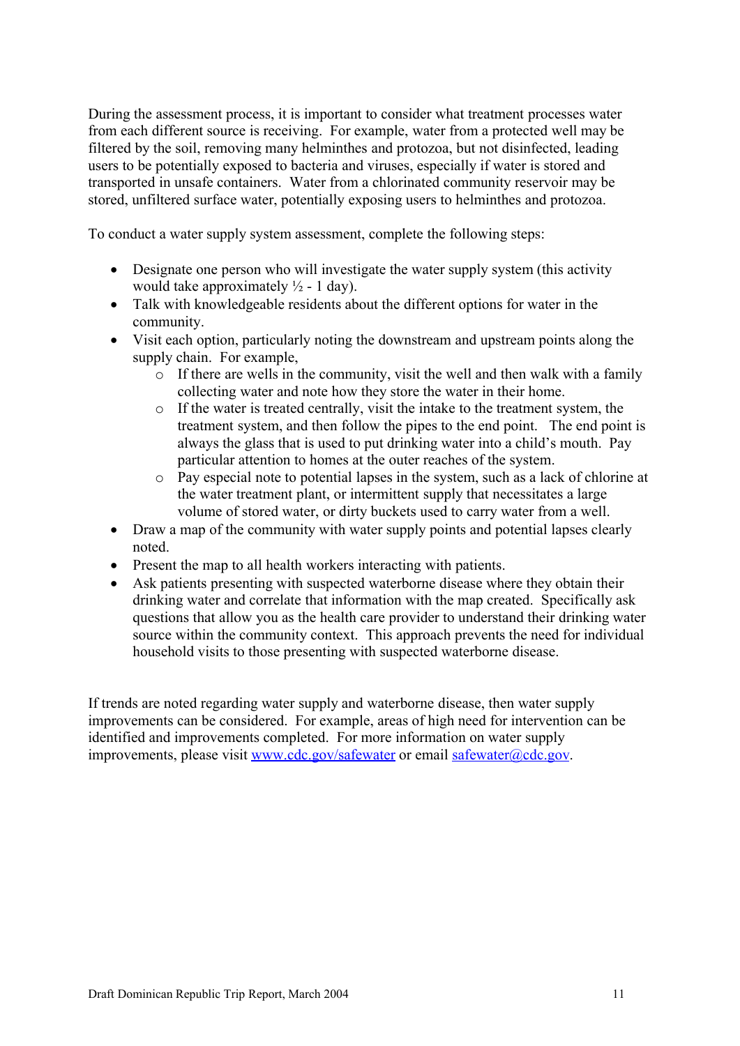During the assessment process, it is important to consider what treatment processes water from each different source is receiving. For example, water from a protected well may be filtered by the soil, removing many helminthes and protozoa, but not disinfected, leading users to be potentially exposed to bacteria and viruses, especially if water is stored and transported in unsafe containers. Water from a chlorinated community reservoir may be stored, unfiltered surface water, potentially exposing users to helminthes and protozoa.

To conduct a water supply system assessment, complete the following steps:

- Designate one person who will investigate the water supply system (this activity would take approximately ½ - 1 day).
- Talk with knowledgeable residents about the different options for water in the community.
- Visit each option, particularly noting the downstream and upstream points along the supply chain. For example,
  - If there are wells in the community, visit the well and then walk with a family collecting water and note how they store the water in their home.
  - If the water is treated centrally, visit the intake to the treatment system, the treatment system, and then follow the pipes to the end point. The end point is always the glass that is used to put drinking water into a child's mouth. Pay particular attention to homes at the outer reaches of the system.
  - Pay especial note to potential lapses in the system, such as a lack of chlorine at the water treatment plant, or intermittent supply that necessitates a large volume of stored water, or dirty buckets used to carry water from a well.
- Draw a map of the community with water supply points and potential lapses clearly noted.
- Present the map to all health workers interacting with patients.
- Ask patients presenting with suspected waterborne disease where they obtain their drinking water and correlate that information with the map created. Specifically ask questions that allow you as the health care provider to understand their drinking water source within the community context. This approach prevents the need for individual household visits to those presenting with suspected waterborne disease.

If trends are noted regarding water supply and waterborne disease, then water supply improvements can be considered. For example, areas of high need for intervention can be identified and improvements completed. For more information on water supply improvements, please visit www.cdc.gov/safewater or email safewater@cdc.gov.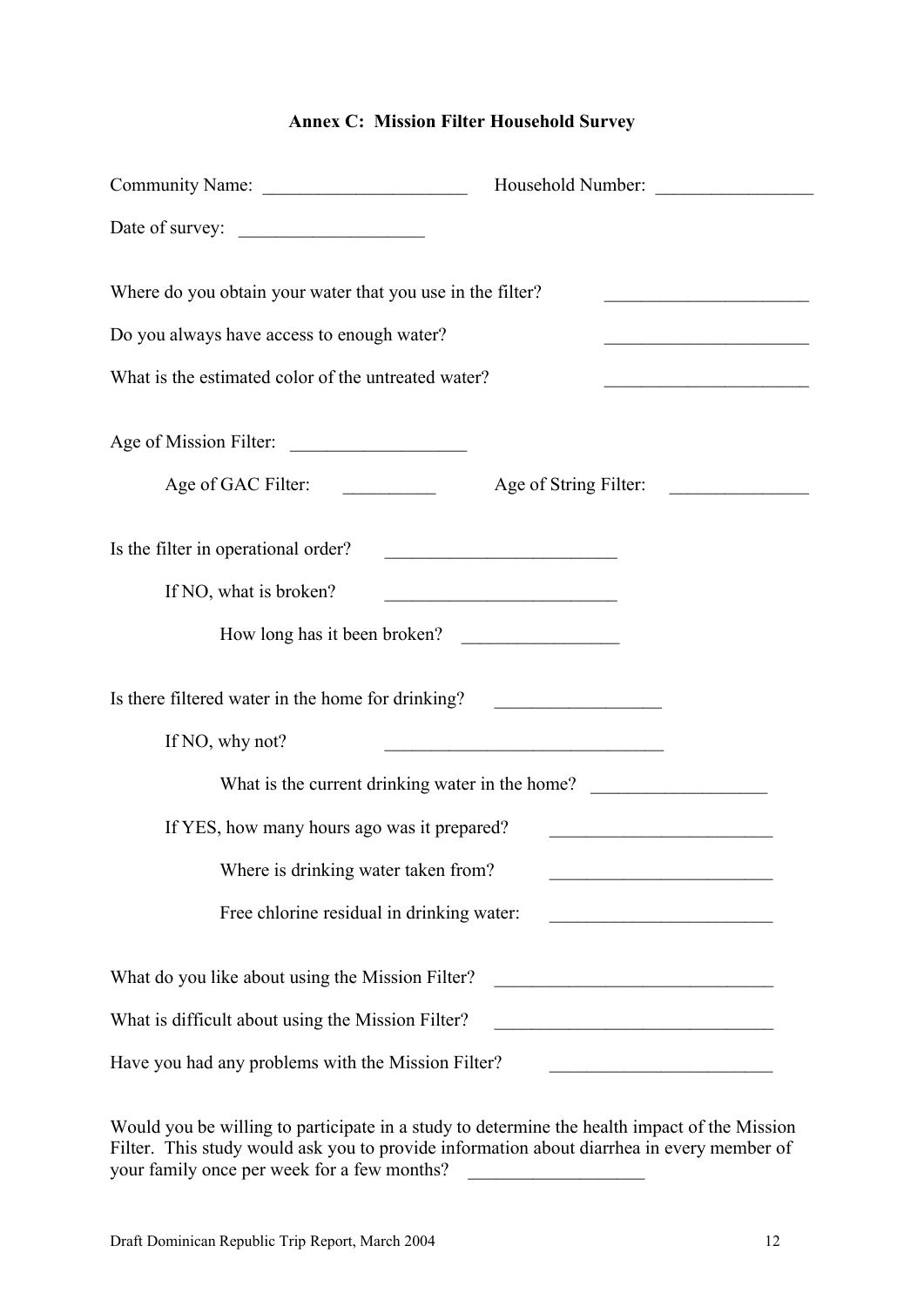**Annex C: Mission Filter Household Survey**

Community Name: ______________________ Household Number: _________________

Date of survey: ____________________

Where do you obtain your water that you use in the filter? ______________________

Do you always have access to enough water? ______________________

What is the estimated color of the untreated water? ______________________

Age of Mission Filter: ___________________

Age of GAC Filter: __________ Age of String Filter: _______________

Is the filter in operational order? _________________________

If NO, what is broken? _________________________

How long has it been broken? _________________

Is there filtered water in the home for drinking? __________________

If NO, why not? ______________________________

What is the current drinking water in the home? ___________________

If YES, how many hours ago was it prepared? ________________________

Where is drinking water taken from? ________________________

Free chlorine residual in drinking water: ________________________

What do you like about using the Mission Filter? ______________________________

What is difficult about using the Mission Filter? ______________________________

Have you had any problems with the Mission Filter? ________________________

Would you be willing to participate in a study to determine the health impact of the Mission Filter. This study would ask you to provide information about diarrhea in every member of your family once per week for a few months? ___________________

Draft Dominican Republic Trip Report, March 2004